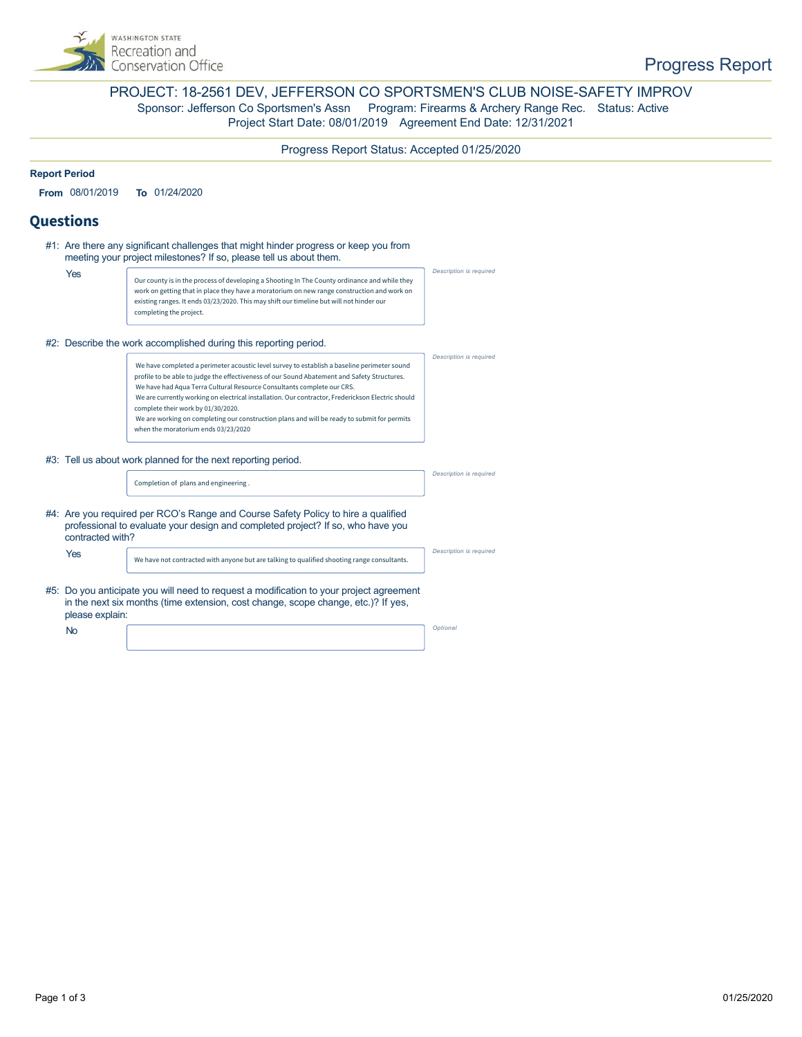Washington State Recreation and Conservation Office

# Progress Report

## PROJECT: 18-2561 DEV, JEFFERSON CO SPORTSMEN'S CLUB NOISE-SAFETY IMPROV

Sponsor: Jefferson Co Sportsmen's Assn   Program: Firearms & Archery Range Rec.   Status: Active

Project Start Date: 08/01/2019   Agreement End Date: 12/31/2021

Progress Report Status: Accepted 01/25/2020

**Report Period**

**From** 08/01/2019   **To** 01/24/2020

## Questions

#1: Are there any significant challenges that might hinder progress or keep you from meeting your project milestones? If so, please tell us about them.

Yes

Our county is in the process of developing a Shooting In The County ordinance and while they work on getting that in place they have a moratorium on new range construction and work on existing ranges. It ends 03/23/2020. This may shift our timeline but will not hinder our completing the project.

*Description is required*

#2: Describe the work accomplished during this reporting period.

We have completed a perimeter acoustic level survey to establish a baseline perimeter sound profile to be able to judge the effectiveness of our Sound Abatement and Safety Structures.
We have had Aqua Terra Cultural Resource Consultants complete our CRS.
We are currently working on electrical installation. Our contractor, Frederickson Electric should complete their work by 01/30/2020.
We are working on completing our construction plans and will be ready to submit for permits when the moratorium ends 03/23/2020

*Description is required*

#3: Tell us about work planned for the next reporting period.

Completion of plans and engineering .

*Description is required*

#4: Are you required per RCO's Range and Course Safety Policy to hire a qualified professional to evaluate your design and completed project? If so, who have you contracted with?

Yes

We have not contracted with anyone but are talking to qualified shooting range consultants.

*Description is required*

#5: Do you anticipate you will need to request a modification to your project agreement in the next six months (time extension, cost change, scope change, etc.)? If yes, please explain:

No

*Optional*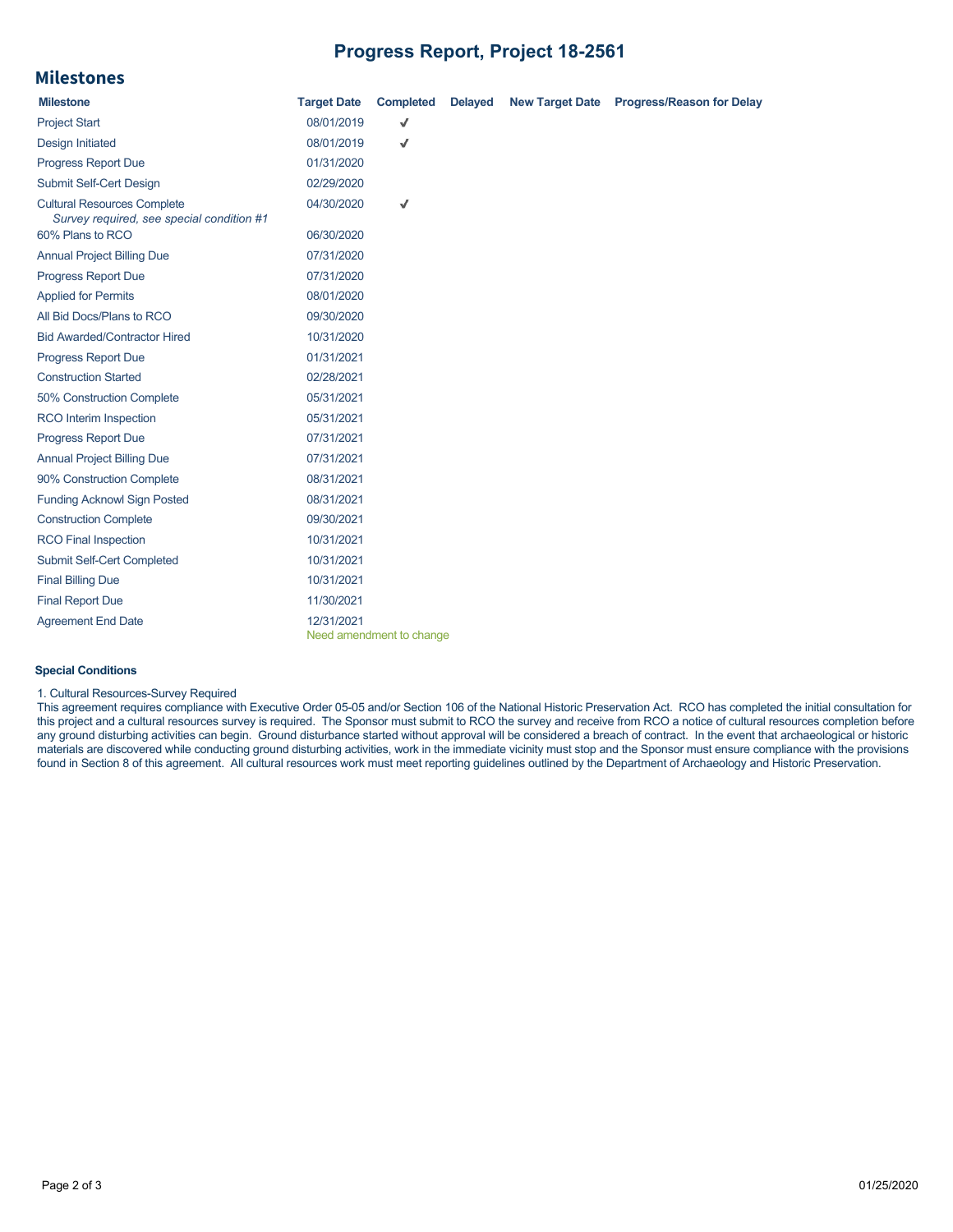# Progress Report, Project 18-2561

## Milestones

| Milestone | Target Date | Completed | Delayed | New Target Date | Progress/Reason for Delay |
|---|---|---|---|---|---|
| Project Start | 08/01/2019 | ✔ | | | |
| Design Initiated | 08/01/2019 | ✔ | | | |
| Progress Report Due | 01/31/2020 | | | | |
| Submit Self-Cert Design | 02/29/2020 | | | | |
| Cultural Resources Complete *Survey required, see special condition #1* | 04/30/2020 | ✔ | | | |
| 60% Plans to RCO | 06/30/2020 | | | | |
| Annual Project Billing Due | 07/31/2020 | | | | |
| Progress Report Due | 07/31/2020 | | | | |
| Applied for Permits | 08/01/2020 | | | | |
| All Bid Docs/Plans to RCO | 09/30/2020 | | | | |
| Bid Awarded/Contractor Hired | 10/31/2020 | | | | |
| Progress Report Due | 01/31/2021 | | | | |
| Construction Started | 02/28/2021 | | | | |
| 50% Construction Complete | 05/31/2021 | | | | |
| RCO Interim Inspection | 05/31/2021 | | | | |
| Progress Report Due | 07/31/2021 | | | | |
| Annual Project Billing Due | 07/31/2021 | | | | |
| 90% Construction Complete | 08/31/2021 | | | | |
| Funding Acknowl Sign Posted | 08/31/2021 | | | | |
| Construction Complete | 09/30/2021 | | | | |
| RCO Final Inspection | 10/31/2021 | | | | |
| Submit Self-Cert Completed | 10/31/2021 | | | | |
| Final Billing Due | 10/31/2021 | | | | |
| Final Report Due | 11/30/2021 | | | | |
| Agreement End Date | 12/31/2021 Need amendment to change | | | | |

**Special Conditions**

1. Cultural Resources-Survey Required

This agreement requires compliance with Executive Order 05-05 and/or Section 106 of the National Historic Preservation Act. RCO has completed the initial consultation for this project and a cultural resources survey is required. The Sponsor must submit to RCO the survey and receive from RCO a notice of cultural resources completion before any ground disturbing activities can begin. Ground disturbance started without approval will be considered a breach of contract. In the event that archaeological or historic materials are discovered while conducting ground disturbing activities, work in the immediate vicinity must stop and the Sponsor must ensure compliance with the provisions found in Section 8 of this agreement. All cultural resources work must meet reporting guidelines outlined by the Department of Archaeology and Historic Preservation.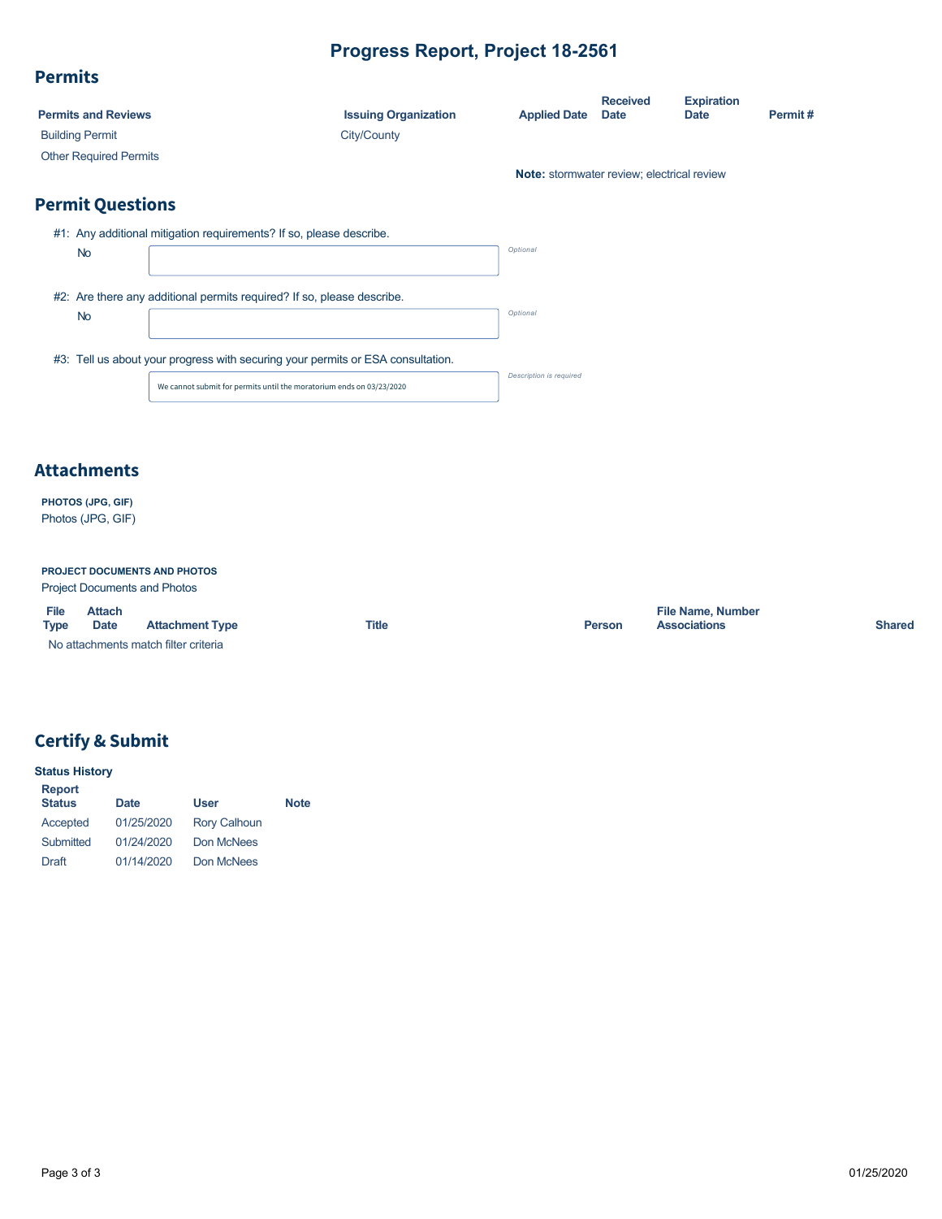# Progress Report, Project 18-2561

## Permits

| Permits and Reviews | Issuing Organization | Applied Date | Received Date | Expiration Date | Permit # |
|---|---|---|---|---|---|
| Building Permit | City/County | | | | |
| Other Required Permits | | | | | |

**Note:** stormwater review; electrical review

## Permit Questions

#1: Any additional mitigation requirements? If so, please describe.

No

*Optional*

#2: Are there any additional permits required? If so, please describe.

No

*Optional*

#3: Tell us about your progress with securing your permits or ESA consultation.

We cannot submit for permits until the moratorium ends on 03/23/2020

*Description is required*

## Attachments

**PHOTOS (JPG, GIF)**

Photos (JPG, GIF)

**PROJECT DOCUMENTS AND PHOTOS**

Project Documents and Photos

| File Type | Attach Date | Attachment Type | Title | Person | File Name, Number Associations | Shared |
|---|---|---|---|---|---|---|
| No attachments match filter criteria | | | | | | |

## Certify & Submit

**Status History**

| Report Status | Date | User | Note |
|---|---|---|---|
| Accepted | 01/25/2020 | Rory Calhoun | |
| Submitted | 01/24/2020 | Don McNees | |
| Draft | 01/14/2020 | Don McNees | |